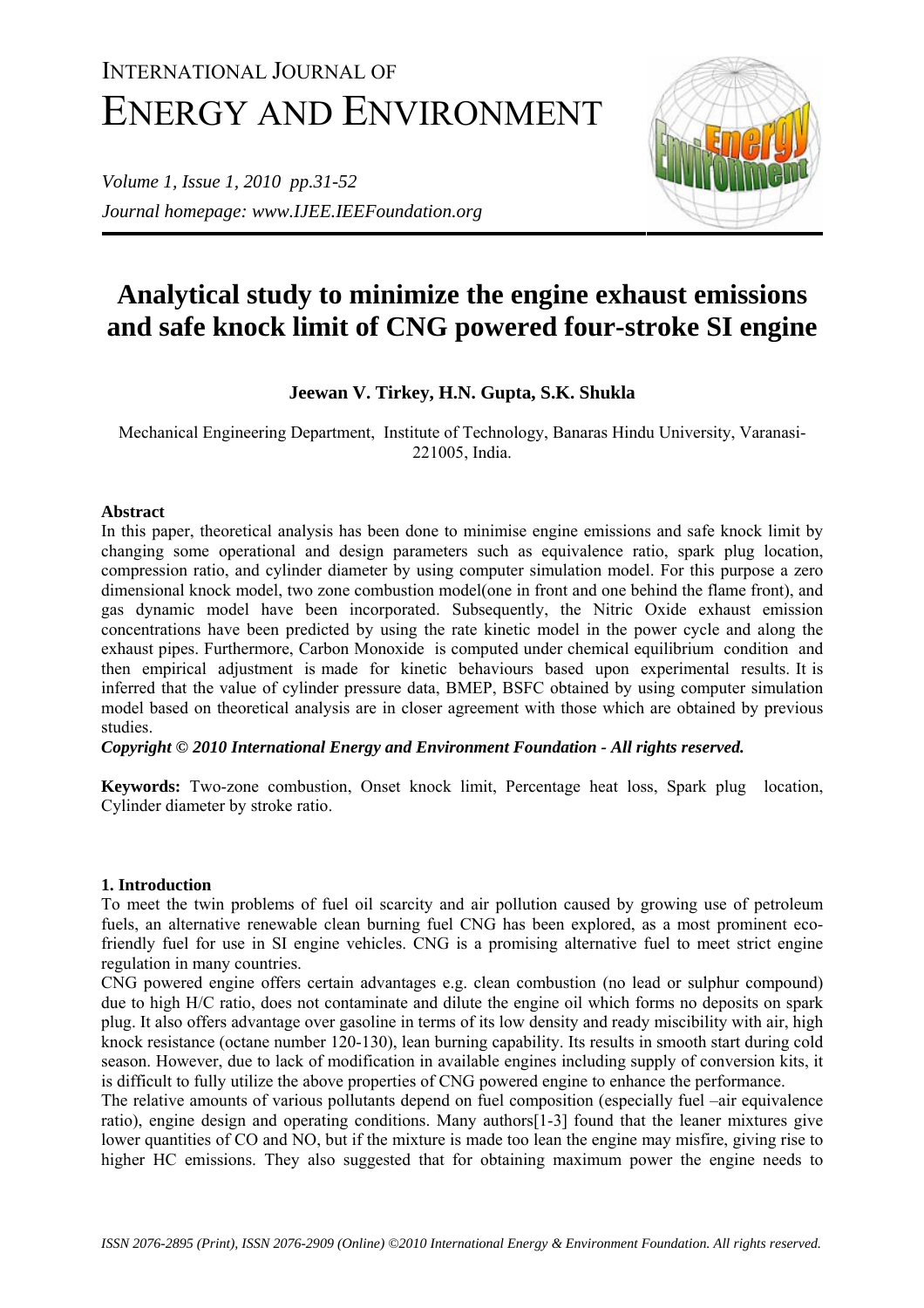# INTERNATIONAL JOURNAL OF ENERGY AND ENVIRONMENT

*Volume 1, Issue 1, 2010 pp.31-52*
*Journal homepage: www.IJEE.IEEFoundation.org*

# Analytical study to minimize the engine exhaust emissions and safe knock limit of CNG powered four-stroke SI engine

**Jeewan V. Tirkey, H.N. Gupta, S.K. Shukla**

Mechanical Engineering Department, Institute of Technology, Banaras Hindu University, Varanasi-221005, India.

### Abstract

In this paper, theoretical analysis has been done to minimise engine emissions and safe knock limit by changing some operational and design parameters such as equivalence ratio, spark plug location, compression ratio, and cylinder diameter by using computer simulation model. For this purpose a zero dimensional knock model, two zone combustion model(one in front and one behind the flame front), and gas dynamic model have been incorporated. Subsequently, the Nitric Oxide exhaust emission concentrations have been predicted by using the rate kinetic model in the power cycle and along the exhaust pipes. Furthermore, Carbon Monoxide is computed under chemical equilibrium condition and then empirical adjustment is made for kinetic behaviours based upon experimental results. It is inferred that the value of cylinder pressure data, BMEP, BSFC obtained by using computer simulation model based on theoretical analysis are in closer agreement with those which are obtained by previous studies.

***Copyright © 2010 International Energy and Environment Foundation - All rights reserved.***

**Keywords:** Two-zone combustion, Onset knock limit, Percentage heat loss, Spark plug location, Cylinder diameter by stroke ratio.

## 1. Introduction

To meet the twin problems of fuel oil scarcity and air pollution caused by growing use of petroleum fuels, an alternative renewable clean burning fuel CNG has been explored, as a most prominent eco-friendly fuel for use in SI engine vehicles. CNG is a promising alternative fuel to meet strict engine regulation in many countries.

CNG powered engine offers certain advantages e.g. clean combustion (no lead or sulphur compound) due to high H/C ratio, does not contaminate and dilute the engine oil which forms no deposits on spark plug. It also offers advantage over gasoline in terms of its low density and ready miscibility with air, high knock resistance (octane number 120-130), lean burning capability. Its results in smooth start during cold season. However, due to lack of modification in available engines including supply of conversion kits, it is difficult to fully utilize the above properties of CNG powered engine to enhance the performance.

The relative amounts of various pollutants depend on fuel composition (especially fuel –air equivalence ratio), engine design and operating conditions. Many authors[1-3] found that the leaner mixtures give lower quantities of CO and NO, but if the mixture is made too lean the engine may misfire, giving rise to higher HC emissions. They also suggested that for obtaining maximum power the engine needs to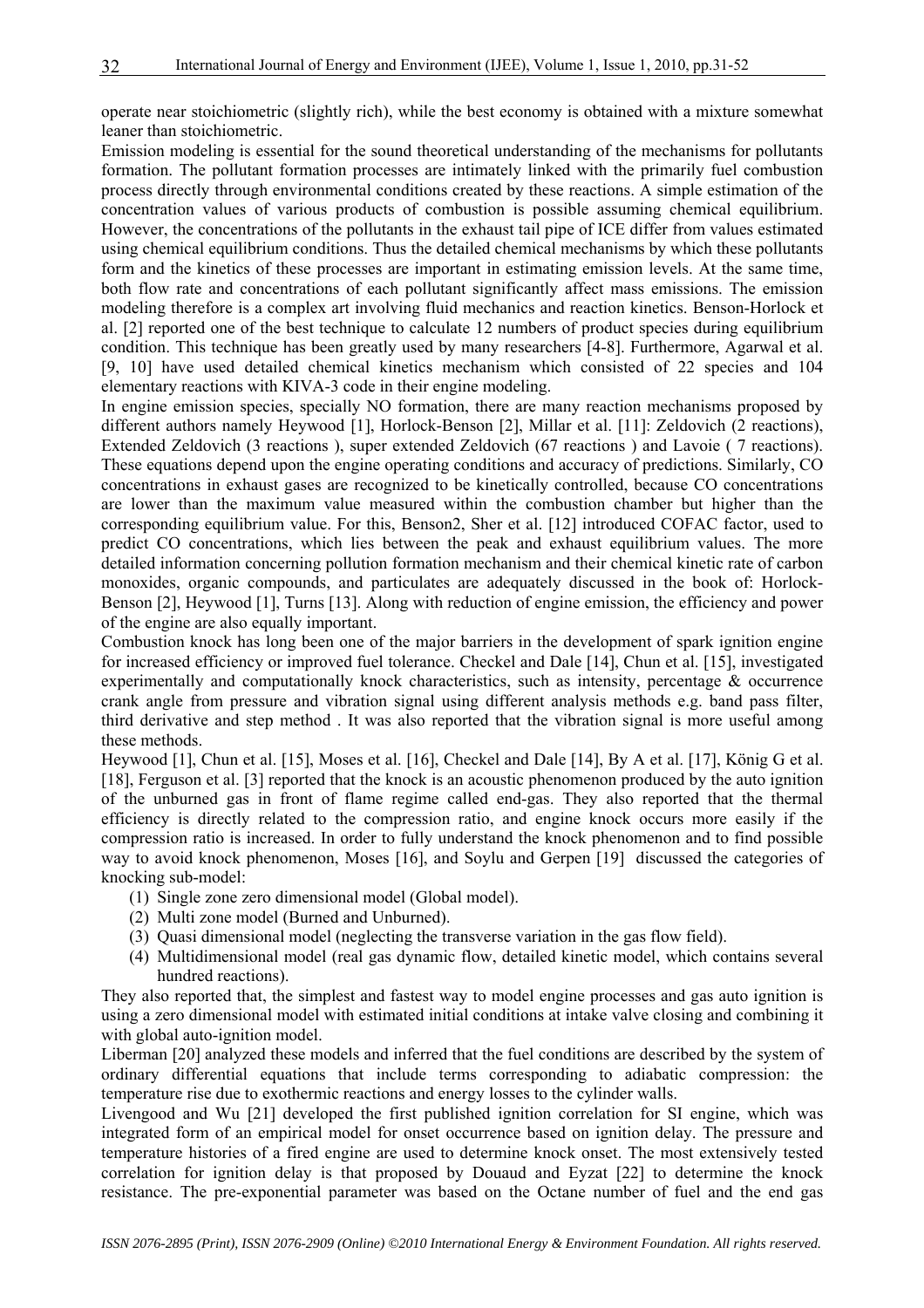operate near stoichiometric (slightly rich), while the best economy is obtained with a mixture somewhat leaner than stoichiometric.

Emission modeling is essential for the sound theoretical understanding of the mechanisms for pollutants formation. The pollutant formation processes are intimately linked with the primarily fuel combustion process directly through environmental conditions created by these reactions. A simple estimation of the concentration values of various products of combustion is possible assuming chemical equilibrium. However, the concentrations of the pollutants in the exhaust tail pipe of ICE differ from values estimated using chemical equilibrium conditions. Thus the detailed chemical mechanisms by which these pollutants form and the kinetics of these processes are important in estimating emission levels. At the same time, both flow rate and concentrations of each pollutant significantly affect mass emissions. The emission modeling therefore is a complex art involving fluid mechanics and reaction kinetics. Benson-Horlock et al. [2] reported one of the best technique to calculate 12 numbers of product species during equilibrium condition. This technique has been greatly used by many researchers [4-8]. Furthermore, Agarwal et al. [9, 10] have used detailed chemical kinetics mechanism which consisted of 22 species and 104 elementary reactions with KIVA-3 code in their engine modeling.

In engine emission species, specially NO formation, there are many reaction mechanisms proposed by different authors namely Heywood [1], Horlock-Benson [2], Millar et al. [11]: Zeldovich (2 reactions), Extended Zeldovich (3 reactions ), super extended Zeldovich (67 reactions ) and Lavoie ( 7 reactions). These equations depend upon the engine operating conditions and accuracy of predictions. Similarly, CO concentrations in exhaust gases are recognized to be kinetically controlled, because CO concentrations are lower than the maximum value measured within the combustion chamber but higher than the corresponding equilibrium value. For this, Benson2, Sher et al. [12] introduced COFAC factor, used to predict CO concentrations, which lies between the peak and exhaust equilibrium values. The more detailed information concerning pollution formation mechanism and their chemical kinetic rate of carbon monoxides, organic compounds, and particulates are adequately discussed in the book of: Horlock-Benson [2], Heywood [1], Turns [13]. Along with reduction of engine emission, the efficiency and power of the engine are also equally important.

Combustion knock has long been one of the major barriers in the development of spark ignition engine for increased efficiency or improved fuel tolerance. Checkel and Dale [14], Chun et al. [15], investigated experimentally and computationally knock characteristics, such as intensity, percentage & occurrence crank angle from pressure and vibration signal using different analysis methods e.g. band pass filter, third derivative and step method . It was also reported that the vibration signal is more useful among these methods.

Heywood [1], Chun et al. [15], Moses et al. [16], Checkel and Dale [14], By A et al. [17], König G et al. [18], Ferguson et al. [3] reported that the knock is an acoustic phenomenon produced by the auto ignition of the unburned gas in front of flame regime called end-gas. They also reported that the thermal efficiency is directly related to the compression ratio, and engine knock occurs more easily if the compression ratio is increased. In order to fully understand the knock phenomenon and to find possible way to avoid knock phenomenon, Moses [16], and Soylu and Gerpen [19] discussed the categories of knocking sub-model:

1. Single zone zero dimensional model (Global model).
2. Multi zone model (Burned and Unburned).
3. Quasi dimensional model (neglecting the transverse variation in the gas flow field).
4. Multidimensional model (real gas dynamic flow, detailed kinetic model, which contains several hundred reactions).

They also reported that, the simplest and fastest way to model engine processes and gas auto ignition is using a zero dimensional model with estimated initial conditions at intake valve closing and combining it with global auto-ignition model.

Liberman [20] analyzed these models and inferred that the fuel conditions are described by the system of ordinary differential equations that include terms corresponding to adiabatic compression: the temperature rise due to exothermic reactions and energy losses to the cylinder walls.

Livengood and Wu [21] developed the first published ignition correlation for SI engine, which was integrated form of an empirical model for onset occurrence based on ignition delay. The pressure and temperature histories of a fired engine are used to determine knock onset. The most extensively tested correlation for ignition delay is that proposed by Douaud and Eyzat [22] to determine the knock resistance. The pre-exponential parameter was based on the Octane number of fuel and the end gas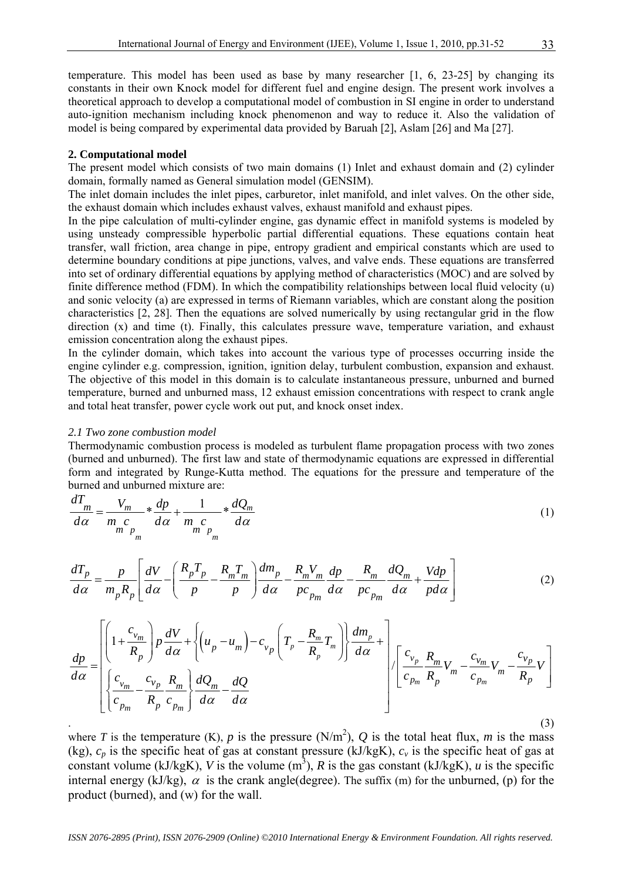temperature. This model has been used as base by many researcher [1, 6, 23-25] by changing its constants in their own Knock model for different fuel and engine design. The present work involves a theoretical approach to develop a computational model of combustion in SI engine in order to understand auto-ignition mechanism including knock phenomenon and way to reduce it. Also the validation of model is being compared by experimental data provided by Baruah [2], Aslam [26] and Ma [27].

## 2. Computational model

The present model which consists of two main domains (1) Inlet and exhaust domain and (2) cylinder domain, formally named as General simulation model (GENSIM).

The inlet domain includes the inlet pipes, carburetor, inlet manifold, and inlet valves. On the other side, the exhaust domain which includes exhaust valves, exhaust manifold and exhaust pipes.

In the pipe calculation of multi-cylinder engine, gas dynamic effect in manifold systems is modeled by using unsteady compressible hyperbolic partial differential equations. These equations contain heat transfer, wall friction, area change in pipe, entropy gradient and empirical constants which are used to determine boundary conditions at pipe junctions, valves, and valve ends. These equations are transferred into set of ordinary differential equations by applying method of characteristics (MOC) and are solved by finite difference method (FDM). In which the compatibility relationships between local fluid velocity (u) and sonic velocity (a) are expressed in terms of Riemann variables, which are constant along the position characteristics [2, 28]. Then the equations are solved numerically by using rectangular grid in the flow direction (x) and time (t). Finally, this calculates pressure wave, temperature variation, and exhaust emission concentration along the exhaust pipes.

In the cylinder domain, which takes into account the various type of processes occurring inside the engine cylinder e.g. compression, ignition, ignition delay, turbulent combustion, expansion and exhaust. The objective of this model in this domain is to calculate instantaneous pressure, unburned and burned temperature, burned and unburned mass, 12 exhaust emission concentrations with respect to crank angle and total heat transfer, power cycle work out put, and knock onset index.

### *2.1 Two zone combustion model*

Thermodynamic combustion process is modeled as turbulent flame propagation process with two zones (burned and unburned). The first law and state of thermodynamic equations are expressed in differential form and integrated by Runge-Kutta method. The equations for the pressure and temperature of the burned and unburned mixture are:

$$\frac{dT_m}{d\alpha} = \frac{V_m}{m_m c_{p_m}} * \frac{dp}{d\alpha} + \frac{1}{m_m c_{p_m}} * \frac{dQ_m}{d\alpha} \tag{1}$$

$$\frac{dT_p}{d\alpha} = \frac{p}{m_p R_p}\left[\frac{dV}{d\alpha} - \left(\frac{R_p T_p}{p} - \frac{R_m T_m}{p}\right)\frac{dm_p}{d\alpha} - \frac{R_m V_m}{p c_{p_m}}\frac{dp}{d\alpha} - \frac{R_m}{p c_{p_m}}\frac{dQ_m}{d\alpha} + \frac{Vdp}{pd\alpha}\right] \tag{2}$$

$$\frac{dp}{d\alpha} = \left[\begin{array}{l}\left(1 + \frac{c_{v_m}}{R_p}\right)p\frac{dV}{d\alpha} + \left\{\left(u_p - u_m\right) - c_{v_p}\left(T_p - \frac{R_m}{R_p}T_m\right)\right\}\frac{dm_p}{d\alpha} + \\ \left\{\frac{c_{v_m}}{c_{p_m}} - \frac{c_{v_p}}{R_p}\frac{R_m}{c_{p_m}}\right\}\frac{dQ_m}{d\alpha} - \frac{dQ}{d\alpha}\end{array}\right] \Bigg/ \left[\frac{c_{v_p}}{c_{p_m}}\frac{R_m}{R_p}V_m - \frac{c_{v_m}}{c_{p_m}}V_m - \frac{c_{v_p}}{R_p}V\right] \tag{3}$$

where $T$ is the temperature (K), $p$ is the pressure (N/m$^2$), $Q$ is the total heat flux, $m$ is the mass (kg), $c_p$ is the specific heat of gas at constant pressure (kJ/kgK), $c_v$ is the specific heat of gas at constant volume (kJ/kgK), $V$ is the volume (m$^3$), $R$ is the gas constant (kJ/kgK), $u$ is the specific internal energy (kJ/kg), $\alpha$ is the crank angle(degree). The suffix (m) for the unburned, (p) for the product (burned), and (w) for the wall.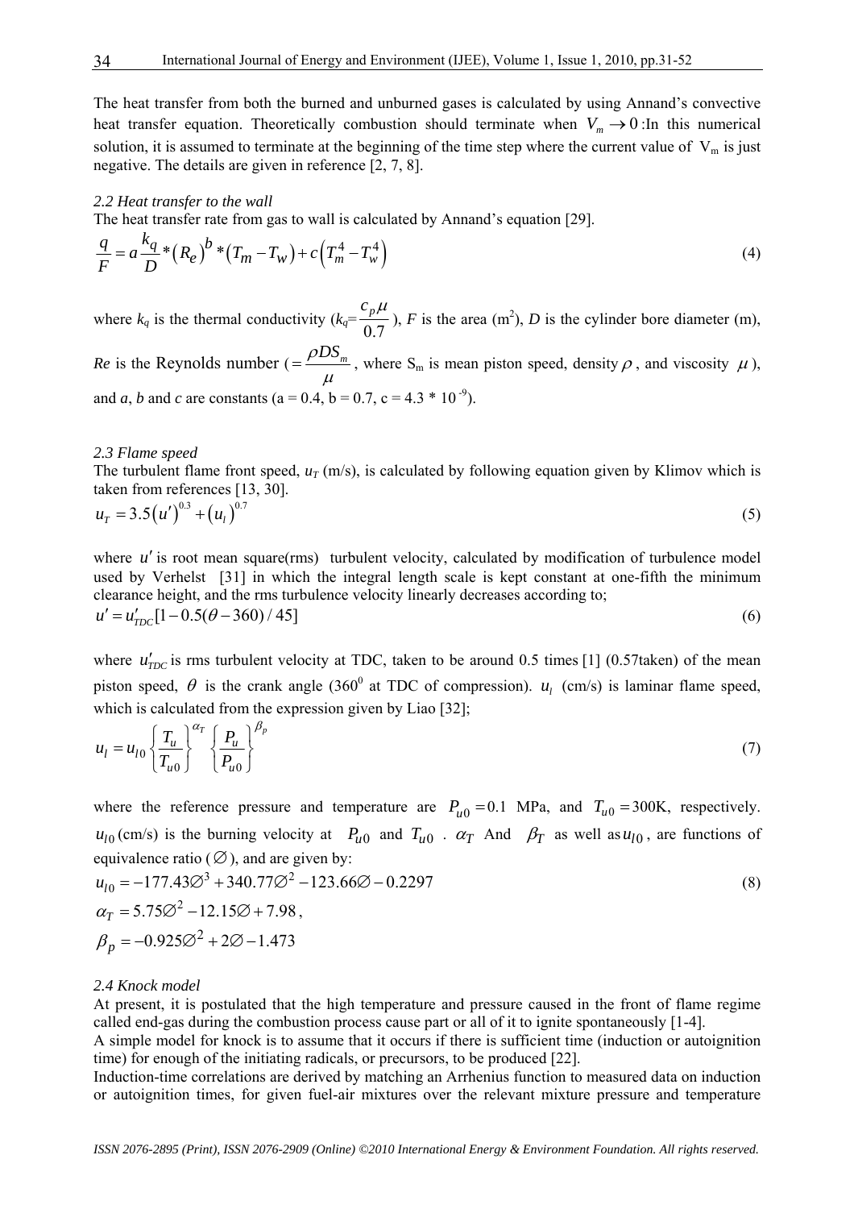The heat transfer from both the burned and unburned gases is calculated by using Annand's convective heat transfer equation. Theoretically combustion should terminate when $V_m \rightarrow 0$ :In this numerical solution, it is assumed to terminate at the beginning of the time step where the current value of $V_m$ is just negative. The details are given in reference [2, 7, 8].

*2.2 Heat transfer to the wall*

The heat transfer rate from gas to wall is calculated by Annand's equation [29].

$$\frac{q}{F} = a\frac{k_q}{D} * (R_e)^b * (T_m - T_w) + c\left(T_m^4 - T_w^4\right) \tag{4}$$

where $k_q$ is the thermal conductivity ($k_q = \frac{c_p \mu}{0.7}$), $F$ is the area (m$^2$), $D$ is the cylinder bore diameter (m), $Re$ is the Reynolds number ($= \frac{\rho D S_m}{\mu}$, where $S_m$ is mean piston speed, density $\rho$, and viscosity $\mu$), and $a$, $b$ and $c$ are constants (a = 0.4, b = 0.7, c = 4.3 * 10$^{-9}$).

*2.3 Flame speed*

The turbulent flame front speed, $u_T$ (m/s), is calculated by following equation given by Klimov which is taken from references [13, 30].

$$u_T = 3.5(u')^{0.3} + (u_l)^{0.7} \tag{5}$$

where $u'$ is root mean square(rms) turbulent velocity, calculated by modification of turbulence model used by Verhelst [31] in which the integral length scale is kept constant at one-fifth the minimum clearance height, and the rms turbulence velocity linearly decreases according to;

$$u' = u'_{TDC}[1 - 0.5(\theta - 360)/45] \tag{6}$$

where $u'_{TDC}$ is rms turbulent velocity at TDC, taken to be around 0.5 times [1] (0.57taken) of the mean piston speed, $\theta$ is the crank angle (360$^0$ at TDC of compression). $u_l$ (cm/s) is laminar flame speed, which is calculated from the expression given by Liao [32];

$$u_l = u_{l0}\left\{\frac{T_u}{T_{u0}}\right\}^{\alpha_T}\left\{\frac{P_u}{P_{u0}}\right\}^{\beta_p} \tag{7}$$

where the reference pressure and temperature are $P_{u0} = 0.1$ MPa, and $T_{u0} = 300$K, respectively. $u_{l0}$ (cm/s) is the burning velocity at $P_{u0}$ and $T_{u0}$ . $\alpha_T$ And $\beta_T$ as well as $u_{l0}$, are functions of equivalence ratio ($\varnothing$), and are given by:

$$u_{l0} = -177.43\varnothing^3 + 340.77\varnothing^2 - 123.66\varnothing - 0.2297 \tag{8}$$

$$\alpha_T = 5.75\varnothing^2 - 12.15\varnothing + 7.98,$$

$$\beta_p = -0.925\varnothing^2 + 2\varnothing - 1.473$$

*2.4 Knock model*

At present, it is postulated that the high temperature and pressure caused in the front of flame regime called end-gas during the combustion process cause part or all of it to ignite spontaneously [1-4].

A simple model for knock is to assume that it occurs if there is sufficient time (induction or autoignition time) for enough of the initiating radicals, or precursors, to be produced [22].

Induction-time correlations are derived by matching an Arrhenius function to measured data on induction or autoignition times, for given fuel-air mixtures over the relevant mixture pressure and temperature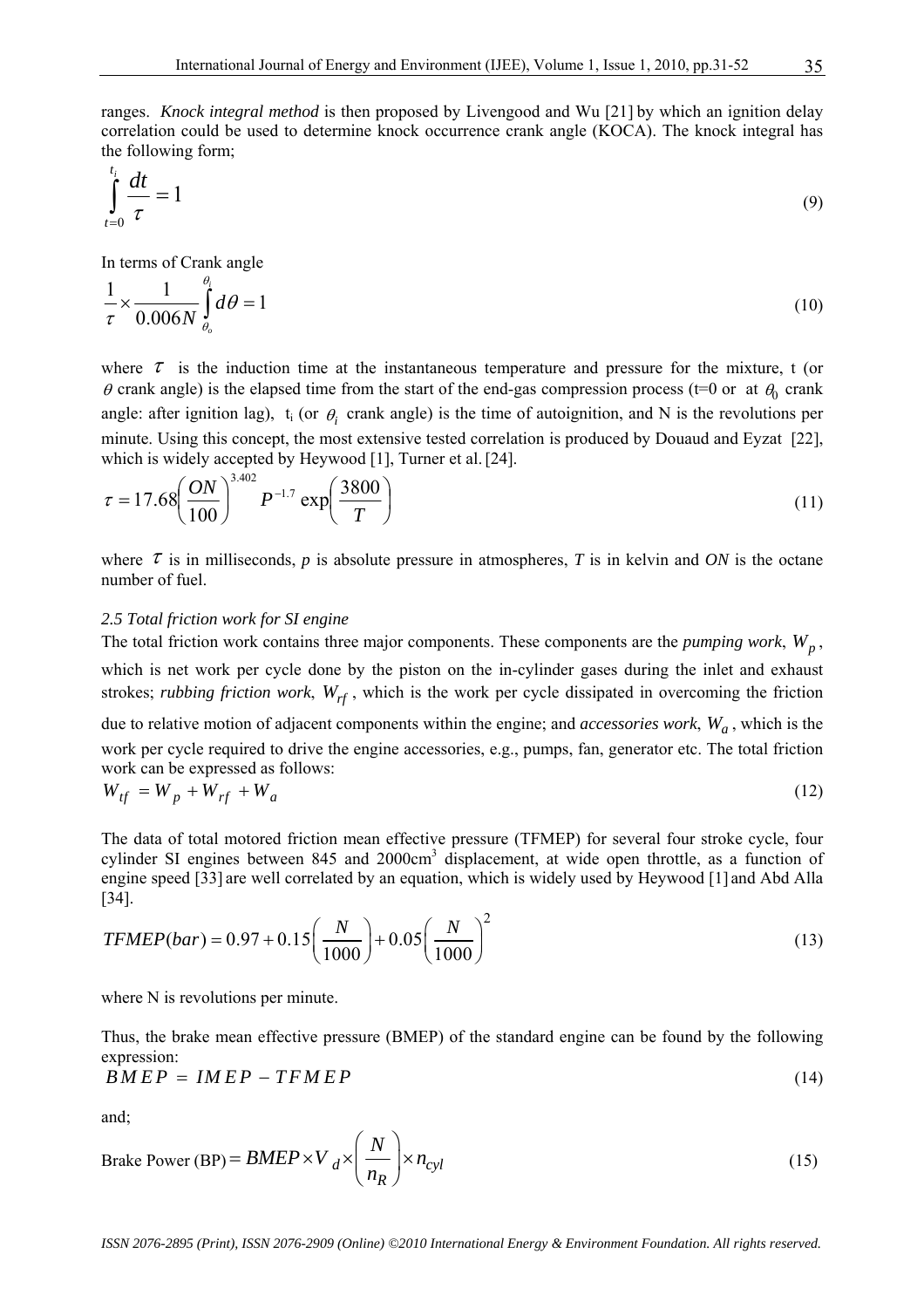ranges. *Knock integral method* is then proposed by Livengood and Wu [21] by which an ignition delay correlation could be used to determine knock occurrence crank angle (KOCA). The knock integral has the following form;

$$\int_{t=0}^{t_i} \frac{dt}{\tau} = 1 \tag{9}$$

In terms of Crank angle

$$\frac{1}{\tau} \times \frac{1}{0.006N} \int_{\theta_o}^{\theta_i} d\theta = 1 \tag{10}$$

where $\tau$ is the induction time at the instantaneous temperature and pressure for the mixture, t (or $\theta$ crank angle) is the elapsed time from the start of the end-gas compression process (t=0 or at $\theta_0$ crank angle: after ignition lag), $t_i$ (or $\theta_i$ crank angle) is the time of autoignition, and N is the revolutions per minute. Using this concept, the most extensive tested correlation is produced by Douaud and Eyzat [22], which is widely accepted by Heywood [1], Turner et al. [24].

$$\tau = 17.68 \left( \frac{ON}{100} \right)^{3.402} P^{-1.7} \exp\left( \frac{3800}{T} \right) \tag{11}$$

where $\tau$ is in milliseconds, *p* is absolute pressure in atmospheres, *T* is in kelvin and *ON* is the octane number of fuel.

*2.5 Total friction work for SI engine*

The total friction work contains three major components. These components are the *pumping work*, $W_p$, which is net work per cycle done by the piston on the in-cylinder gases during the inlet and exhaust strokes; *rubbing friction work*, $W_{rf}$, which is the work per cycle dissipated in overcoming the friction due to relative motion of adjacent components within the engine; and *accessories work*, $W_a$, which is the work per cycle required to drive the engine accessories, e.g., pumps, fan, generator etc. The total friction work can be expressed as follows:

$$W_{tf} = W_p + W_{rf} + W_a \tag{12}$$

The data of total motored friction mean effective pressure (TFMEP) for several four stroke cycle, four cylinder SI engines between 845 and 2000cm$^3$ displacement, at wide open throttle, as a function of engine speed [33] are well correlated by an equation, which is widely used by Heywood [1] and Abd Alla [34].

$$TFMEP(bar) = 0.97 + 0.15\left( \frac{N}{1000} \right) + 0.05\left( \frac{N}{1000} \right)^2 \tag{13}$$

where N is revolutions per minute.

Thus, the brake mean effective pressure (BMEP) of the standard engine can be found by the following expression:

$$BMEP = IMEP - TFMEP \tag{14}$$

and;

$$\text{Brake Power (BP)} = BMEP \times V_d \times \left( \frac{N}{n_R} \right) \times n_{cyl} \tag{15}$$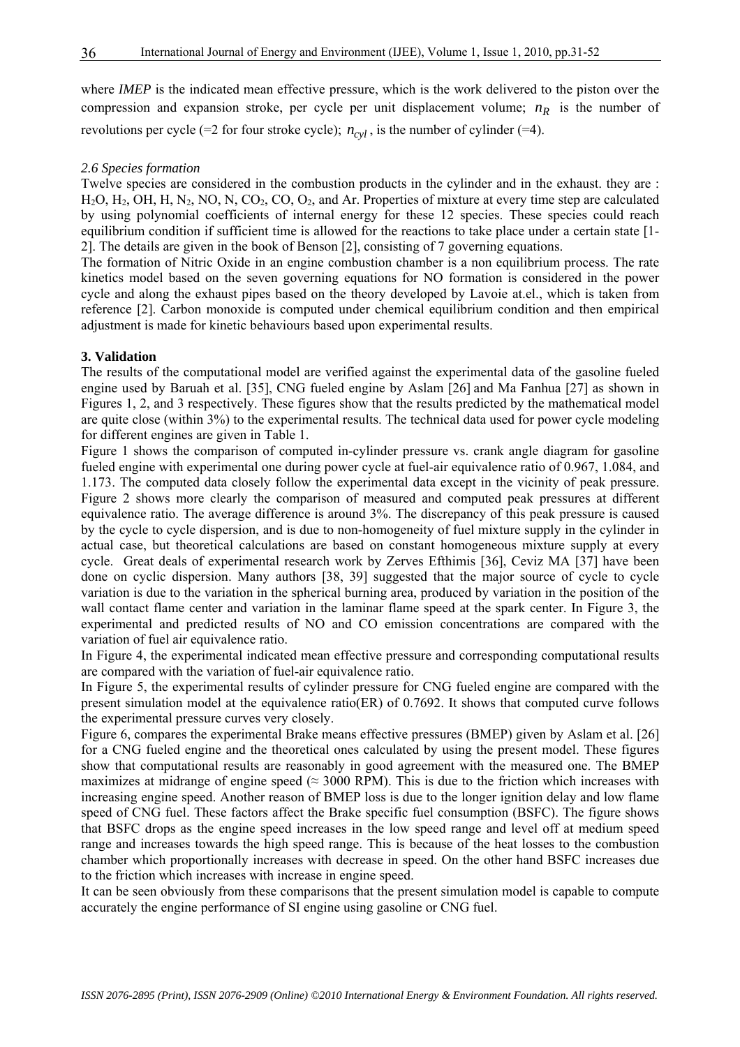where *IMEP* is the indicated mean effective pressure, which is the work delivered to the piston over the compression and expansion stroke, per cycle per unit displacement volume; $n_R$ is the number of revolutions per cycle (=2 for four stroke cycle); $n_{cyl}$, is the number of cylinder (=4).

### *2.6 Species formation*

Twelve species are considered in the combustion products in the cylinder and in the exhaust. they are : $H_2O$, $H_2$, OH, H, $N_2$, NO, N, $CO_2$, CO, $O_2$, and Ar. Properties of mixture at every time step are calculated by using polynomial coefficients of internal energy for these 12 species. These species could reach equilibrium condition if sufficient time is allowed for the reactions to take place under a certain state [1-2]. The details are given in the book of Benson [2], consisting of 7 governing equations.

The formation of Nitric Oxide in an engine combustion chamber is a non equilibrium process. The rate kinetics model based on the seven governing equations for NO formation is considered in the power cycle and along the exhaust pipes based on the theory developed by Lavoie at.el., which is taken from reference [2]. Carbon monoxide is computed under chemical equilibrium condition and then empirical adjustment is made for kinetic behaviours based upon experimental results.

## **3. Validation**

The results of the computational model are verified against the experimental data of the gasoline fueled engine used by Baruah et al. [35], CNG fueled engine by Aslam [26] and Ma Fanhua [27] as shown in Figures 1, 2, and 3 respectively. These figures show that the results predicted by the mathematical model are quite close (within 3%) to the experimental results. The technical data used for power cycle modeling for different engines are given in Table 1.

Figure 1 shows the comparison of computed in-cylinder pressure vs. crank angle diagram for gasoline fueled engine with experimental one during power cycle at fuel-air equivalence ratio of 0.967, 1.084, and 1.173. The computed data closely follow the experimental data except in the vicinity of peak pressure. Figure 2 shows more clearly the comparison of measured and computed peak pressures at different equivalence ratio. The average difference is around 3%. The discrepancy of this peak pressure is caused by the cycle to cycle dispersion, and is due to non-homogeneity of fuel mixture supply in the cylinder in actual case, but theoretical calculations are based on constant homogeneous mixture supply at every cycle. Great deals of experimental research work by Zerves Efthimis [36], Ceviz MA [37] have been done on cyclic dispersion. Many authors [38, 39] suggested that the major source of cycle to cycle variation is due to the variation in the spherical burning area, produced by variation in the position of the wall contact flame center and variation in the laminar flame speed at the spark center. In Figure 3, the experimental and predicted results of NO and CO emission concentrations are compared with the variation of fuel air equivalence ratio.

In Figure 4, the experimental indicated mean effective pressure and corresponding computational results are compared with the variation of fuel-air equivalence ratio.

In Figure 5, the experimental results of cylinder pressure for CNG fueled engine are compared with the present simulation model at the equivalence ratio(ER) of 0.7692. It shows that computed curve follows the experimental pressure curves very closely.

Figure 6, compares the experimental Brake means effective pressures (BMEP) given by Aslam et al. [26] for a CNG fueled engine and the theoretical ones calculated by using the present model. These figures show that computational results are reasonably in good agreement with the measured one. The BMEP maximizes at midrange of engine speed (≈ 3000 RPM). This is due to the friction which increases with increasing engine speed. Another reason of BMEP loss is due to the longer ignition delay and low flame speed of CNG fuel. These factors affect the Brake specific fuel consumption (BSFC). The figure shows that BSFC drops as the engine speed increases in the low speed range and level off at medium speed range and increases towards the high speed range. This is because of the heat losses to the combustion chamber which proportionally increases with decrease in speed. On the other hand BSFC increases due to the friction which increases with increase in engine speed.

It can be seen obviously from these comparisons that the present simulation model is capable to compute accurately the engine performance of SI engine using gasoline or CNG fuel.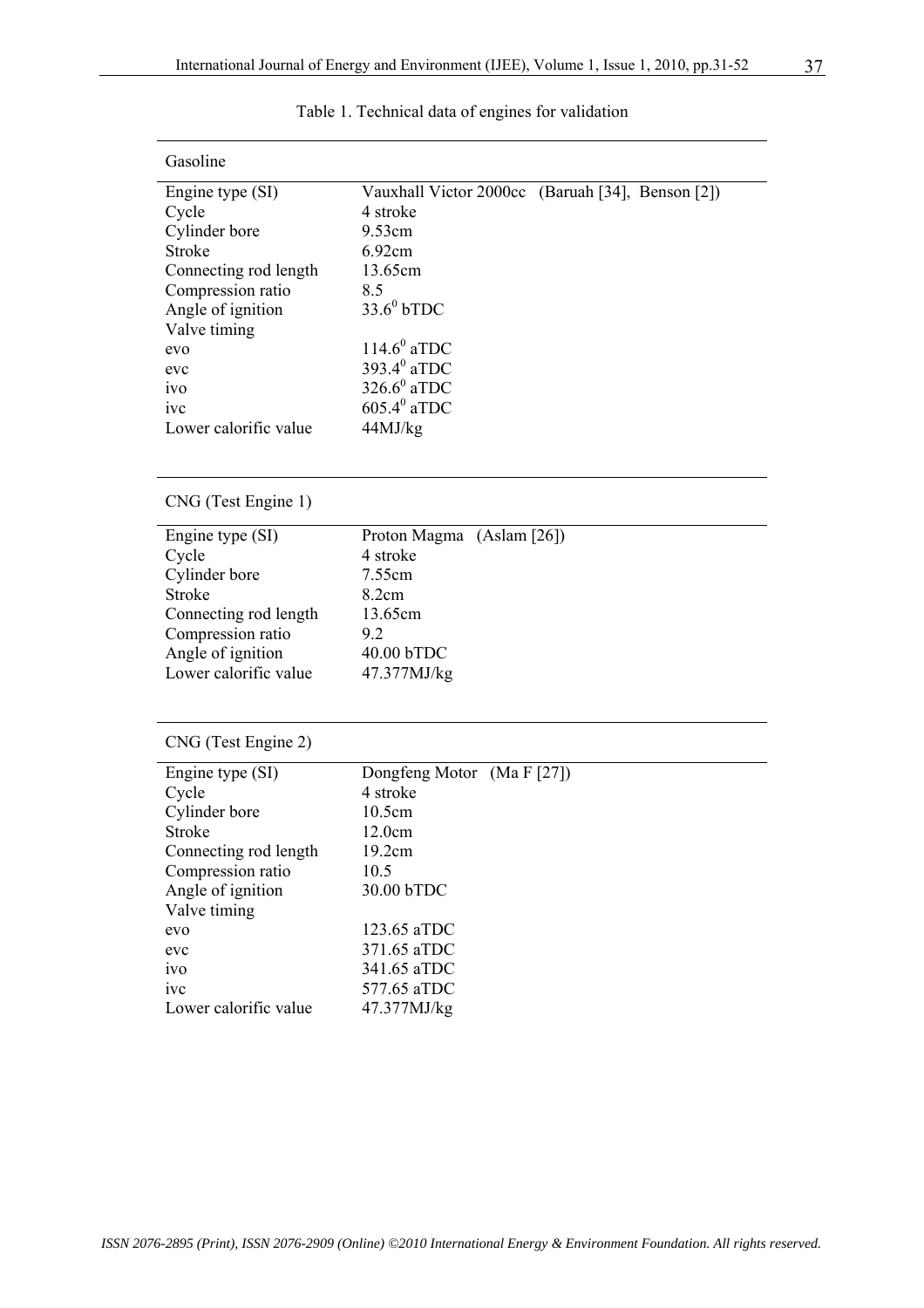Table 1. Technical data of engines for validation

| Gasoline | |
|---|---|
| Engine type (SI) | Vauxhall Victor 2000cc (Baruah [34], Benson [2]) |
| Cycle | 4 stroke |
| Cylinder bore | 9.53cm |
| Stroke | 6.92cm |
| Connecting rod length | 13.65cm |
| Compression ratio | 8.5 |
| Angle of ignition | $33.6^0$ bTDC |
| Valve timing | |
| evo | $114.6^0$ aTDC |
| evc | $393.4^0$ aTDC |
| ivo | $326.6^0$ aTDC |
| ivc | $605.4^0$ aTDC |
| Lower calorific value | 44MJ/kg |

| CNG (Test Engine 1) | |
|---|---|
| Engine type (SI) | Proton Magma (Aslam [26]) |
| Cycle | 4 stroke |
| Cylinder bore | 7.55cm |
| Stroke | 8.2cm |
| Connecting rod length | 13.65cm |
| Compression ratio | 9.2 |
| Angle of ignition | 40.00 bTDC |
| Lower calorific value | 47.377MJ/kg |

| CNG (Test Engine 2) | |
|---|---|
| Engine type (SI) | Dongfeng Motor (Ma F [27]) |
| Cycle | 4 stroke |
| Cylinder bore | 10.5cm |
| Stroke | 12.0cm |
| Connecting rod length | 19.2cm |
| Compression ratio | 10.5 |
| Angle of ignition | 30.00 bTDC |
| Valve timing | |
| evo | 123.65 aTDC |
| evc | 371.65 aTDC |
| ivo | 341.65 aTDC |
| ivc | 577.65 aTDC |
| Lower calorific value | 47.377MJ/kg |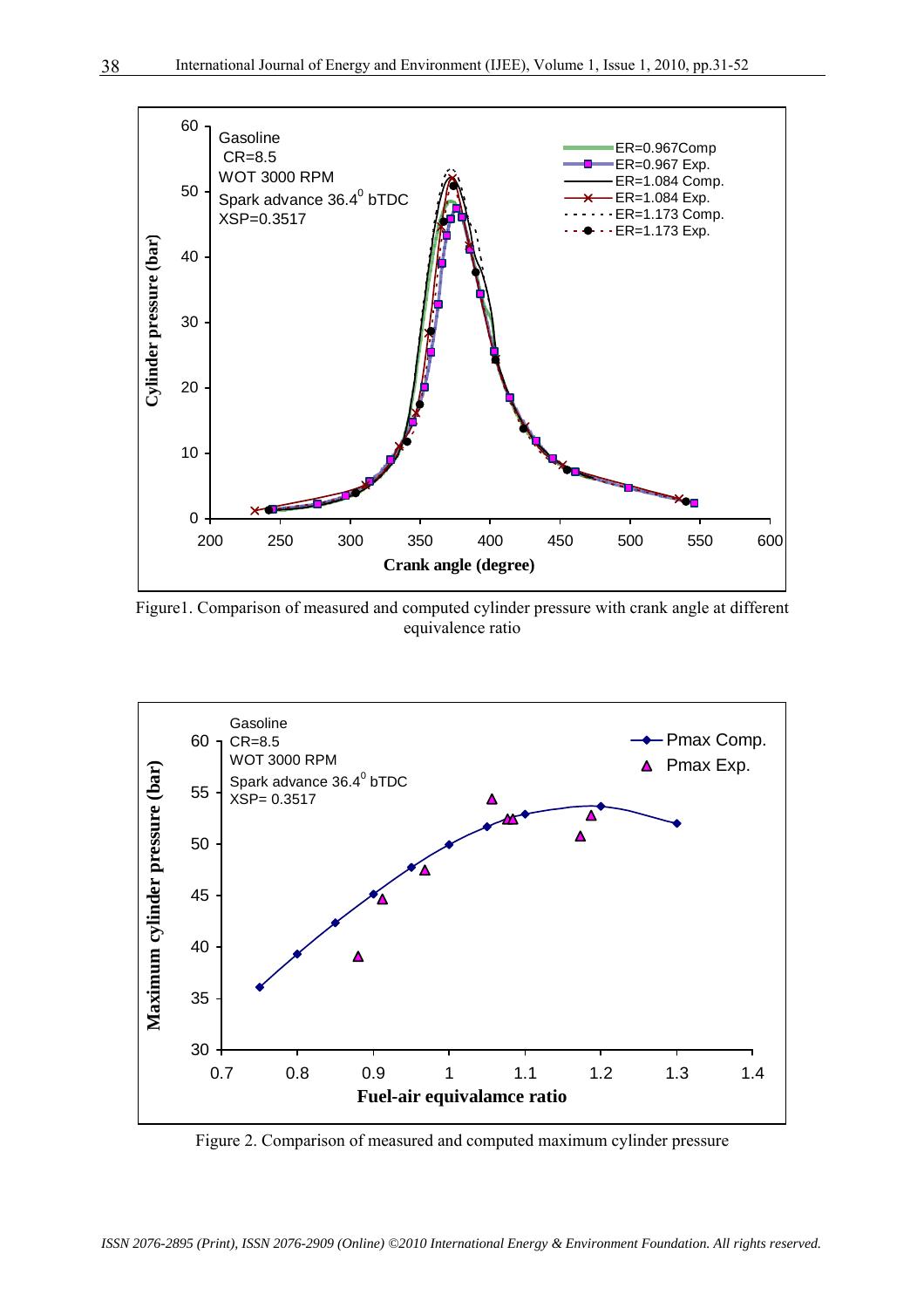Figure1. Comparison of measured and computed cylinder pressure with crank angle at different equivalence ratio

Figure 2. Comparison of measured and computed maximum cylinder pressure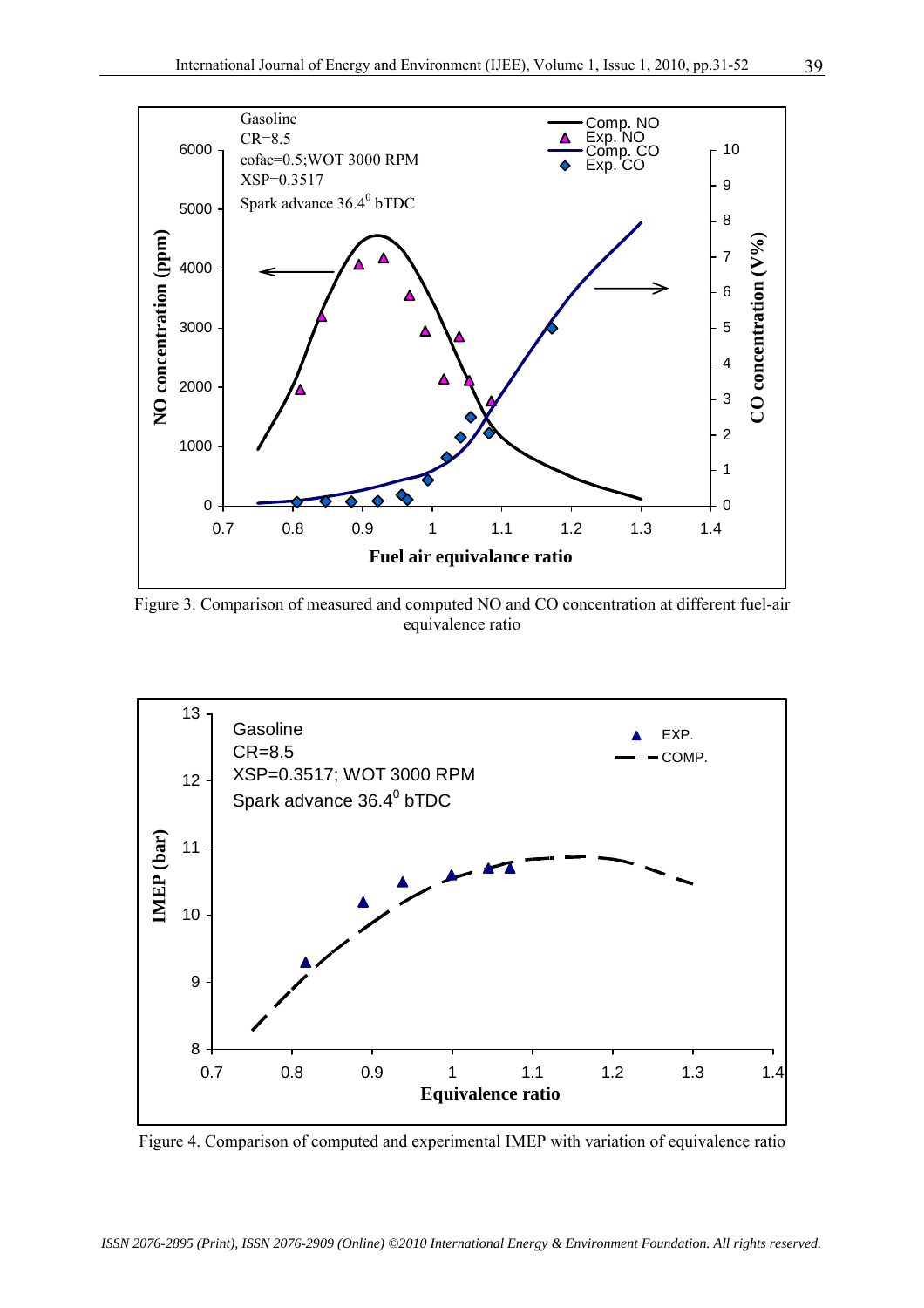Figure 3. Comparison of measured and computed NO and CO concentration at different fuel-air equivalence ratio

Figure 4. Comparison of computed and experimental IMEP with variation of equivalence ratio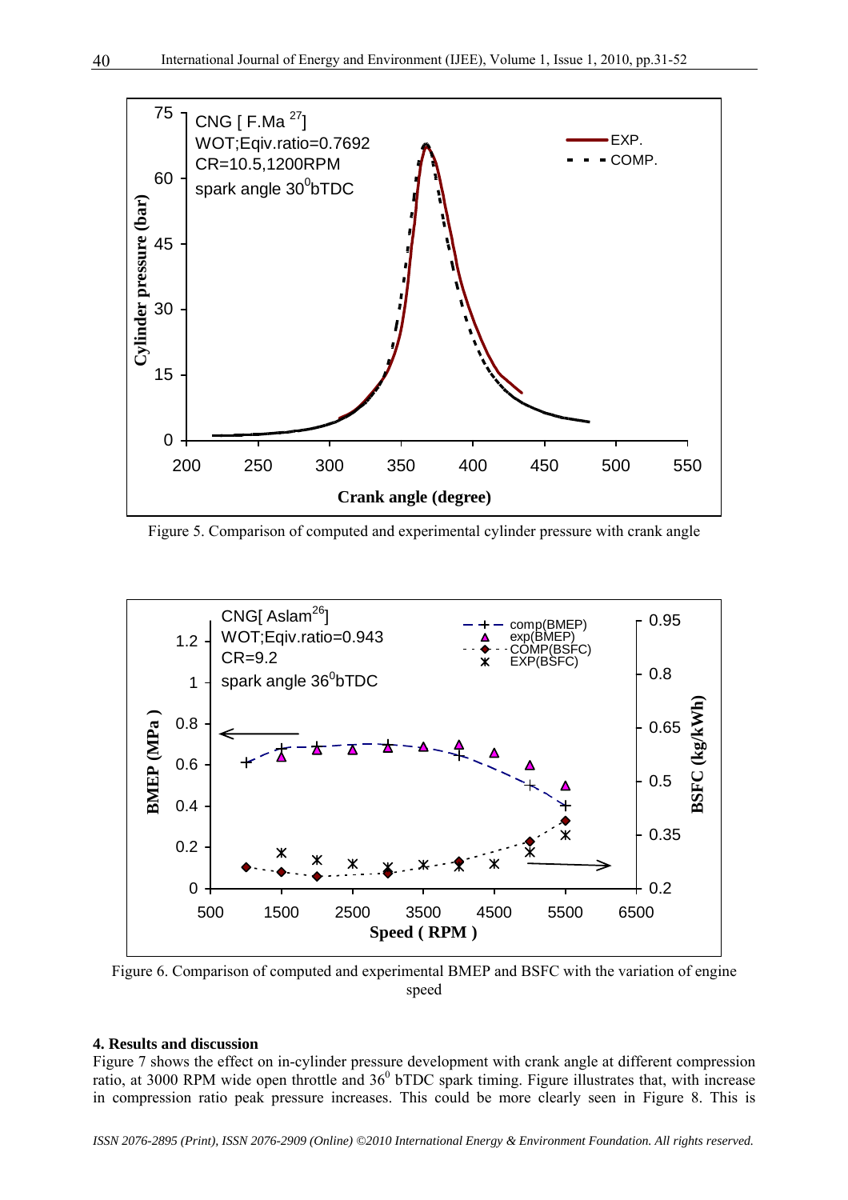Figure 5. Comparison of computed and experimental cylinder pressure with crank angle

Figure 6. Comparison of computed and experimental BMEP and BSFC with the variation of engine speed

**4. Results and discussion**

Figure 7 shows the effect on in-cylinder pressure development with crank angle at different compression ratio, at 3000 RPM wide open throttle and $36^0$ bTDC spark timing. Figure illustrates that, with increase in compression ratio peak pressure increases. This could be more clearly seen in Figure 8. This is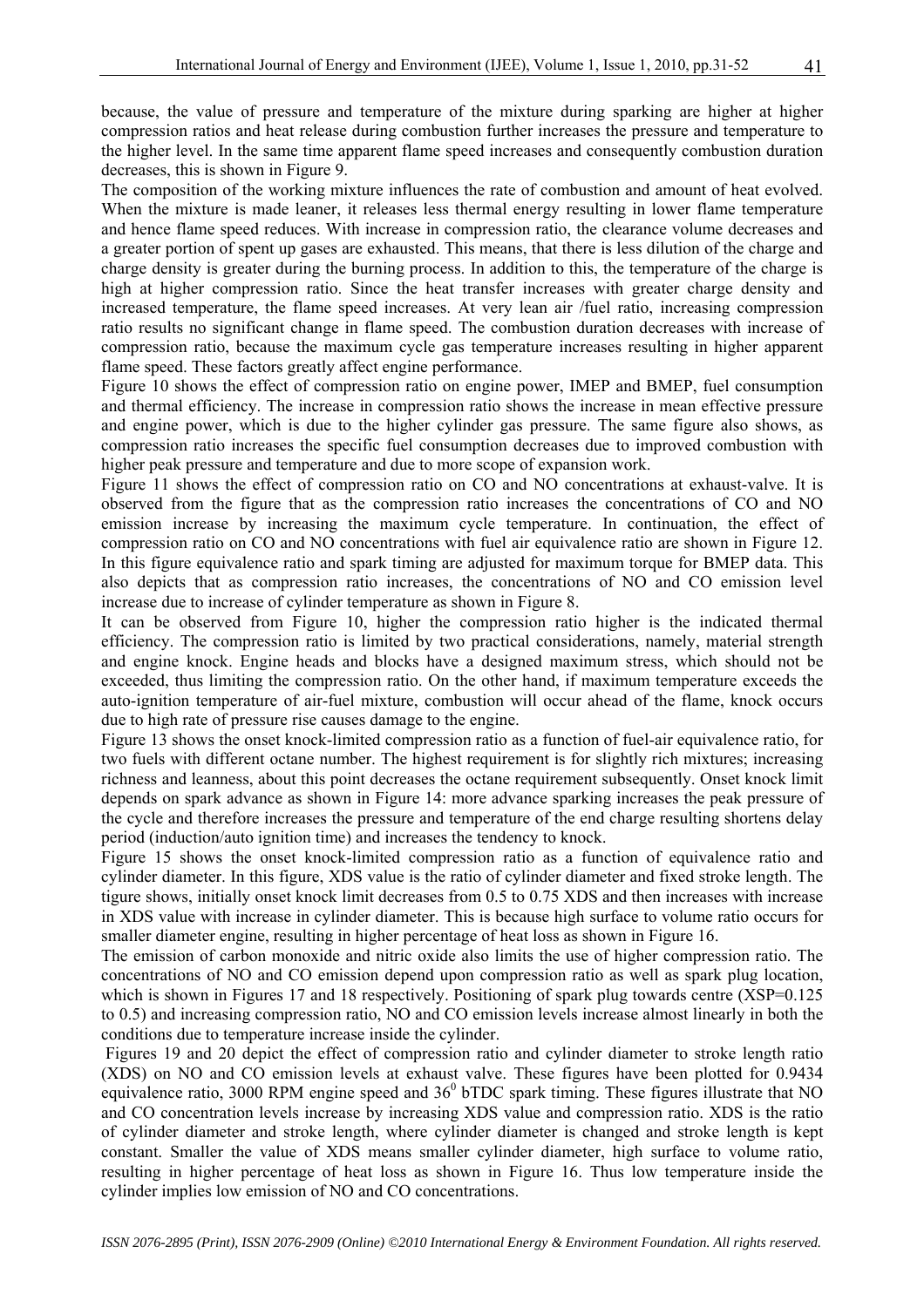because, the value of pressure and temperature of the mixture during sparking are higher at higher compression ratios and heat release during combustion further increases the pressure and temperature to the higher level. In the same time apparent flame speed increases and consequently combustion duration decreases, this is shown in Figure 9.

The composition of the working mixture influences the rate of combustion and amount of heat evolved. When the mixture is made leaner, it releases less thermal energy resulting in lower flame temperature and hence flame speed reduces. With increase in compression ratio, the clearance volume decreases and a greater portion of spent up gases are exhausted. This means, that there is less dilution of the charge and charge density is greater during the burning process. In addition to this, the temperature of the charge is high at higher compression ratio. Since the heat transfer increases with greater charge density and increased temperature, the flame speed increases. At very lean air /fuel ratio, increasing compression ratio results no significant change in flame speed. The combustion duration decreases with increase of compression ratio, because the maximum cycle gas temperature increases resulting in higher apparent flame speed. These factors greatly affect engine performance.

Figure 10 shows the effect of compression ratio on engine power, IMEP and BMEP, fuel consumption and thermal efficiency. The increase in compression ratio shows the increase in mean effective pressure and engine power, which is due to the higher cylinder gas pressure. The same figure also shows, as compression ratio increases the specific fuel consumption decreases due to improved combustion with higher peak pressure and temperature and due to more scope of expansion work.

Figure 11 shows the effect of compression ratio on CO and NO concentrations at exhaust-valve. It is observed from the figure that as the compression ratio increases the concentrations of CO and NO emission increase by increasing the maximum cycle temperature. In continuation, the effect of compression ratio on CO and NO concentrations with fuel air equivalence ratio are shown in Figure 12. In this figure equivalence ratio and spark timing are adjusted for maximum torque for BMEP data. This also depicts that as compression ratio increases, the concentrations of NO and CO emission level increase due to increase of cylinder temperature as shown in Figure 8.

It can be observed from Figure 10, higher the compression ratio higher is the indicated thermal efficiency. The compression ratio is limited by two practical considerations, namely, material strength and engine knock. Engine heads and blocks have a designed maximum stress, which should not be exceeded, thus limiting the compression ratio. On the other hand, if maximum temperature exceeds the auto-ignition temperature of air-fuel mixture, combustion will occur ahead of the flame, knock occurs due to high rate of pressure rise causes damage to the engine.

Figure 13 shows the onset knock-limited compression ratio as a function of fuel-air equivalence ratio, for two fuels with different octane number. The highest requirement is for slightly rich mixtures; increasing richness and leanness, about this point decreases the octane requirement subsequently. Onset knock limit depends on spark advance as shown in Figure 14: more advance sparking increases the peak pressure of the cycle and therefore increases the pressure and temperature of the end charge resulting shortens delay period (induction/auto ignition time) and increases the tendency to knock.

Figure 15 shows the onset knock-limited compression ratio as a function of equivalence ratio and cylinder diameter. In this figure, XDS value is the ratio of cylinder diameter and fixed stroke length. The tigure shows, initially onset knock limit decreases from 0.5 to 0.75 XDS and then increases with increase in XDS value with increase in cylinder diameter. This is because high surface to volume ratio occurs for smaller diameter engine, resulting in higher percentage of heat loss as shown in Figure 16.

The emission of carbon monoxide and nitric oxide also limits the use of higher compression ratio. The concentrations of NO and CO emission depend upon compression ratio as well as spark plug location, which is shown in Figures 17 and 18 respectively. Positioning of spark plug towards centre (XSP=0.125 to 0.5) and increasing compression ratio, NO and CO emission levels increase almost linearly in both the conditions due to temperature increase inside the cylinder.

Figures 19 and 20 depict the effect of compression ratio and cylinder diameter to stroke length ratio (XDS) on NO and CO emission levels at exhaust valve. These figures have been plotted for 0.9434 equivalence ratio, 3000 RPM engine speed and $36^0$ bTDC spark timing. These figures illustrate that NO and CO concentration levels increase by increasing XDS value and compression ratio. XDS is the ratio of cylinder diameter and stroke length, where cylinder diameter is changed and stroke length is kept constant. Smaller the value of XDS means smaller cylinder diameter, high surface to volume ratio, resulting in higher percentage of heat loss as shown in Figure 16. Thus low temperature inside the cylinder implies low emission of NO and CO concentrations.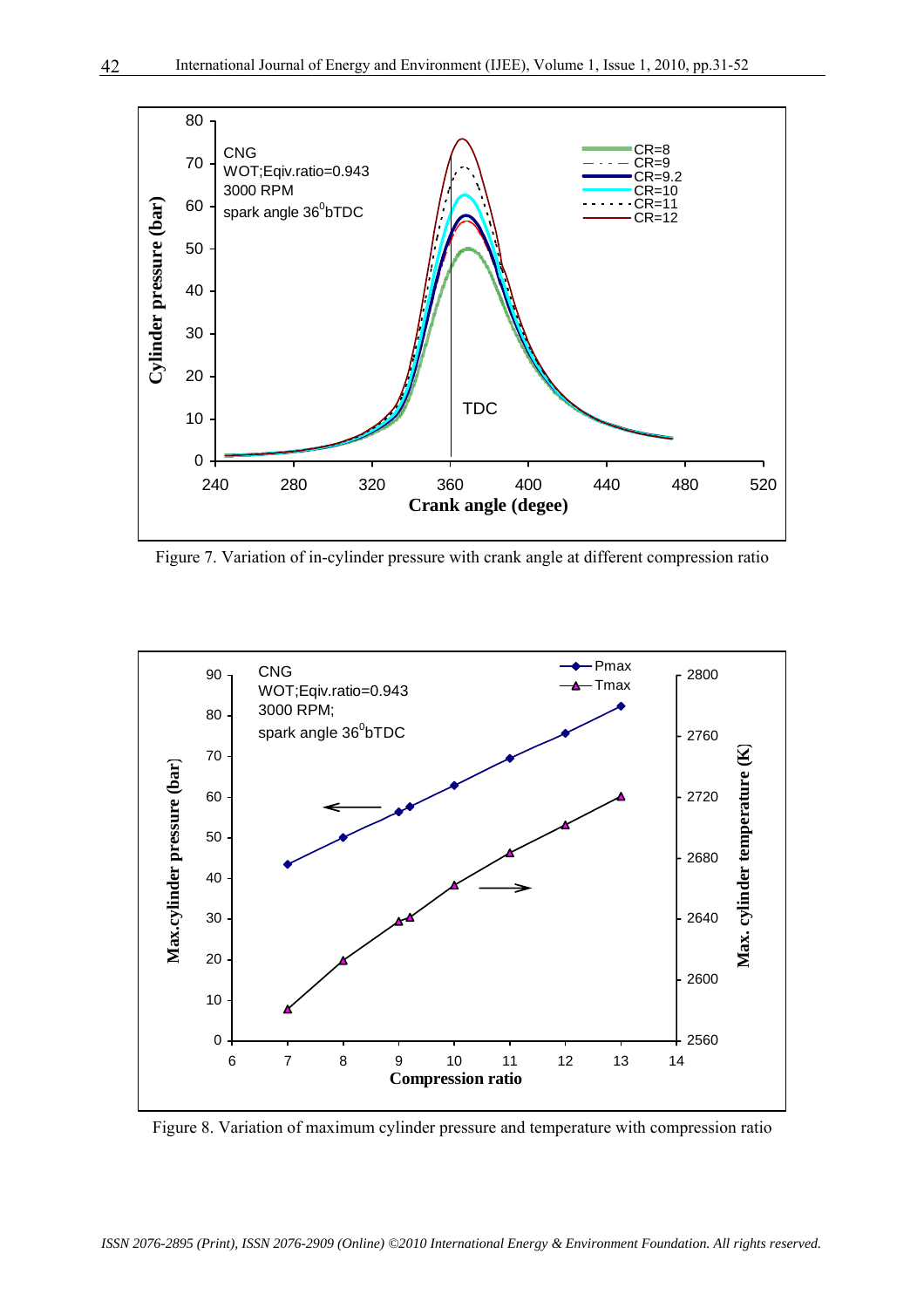Figure 7. Variation of in-cylinder pressure with crank angle at different compression ratio

Figure 8. Variation of maximum cylinder pressure and temperature with compression ratio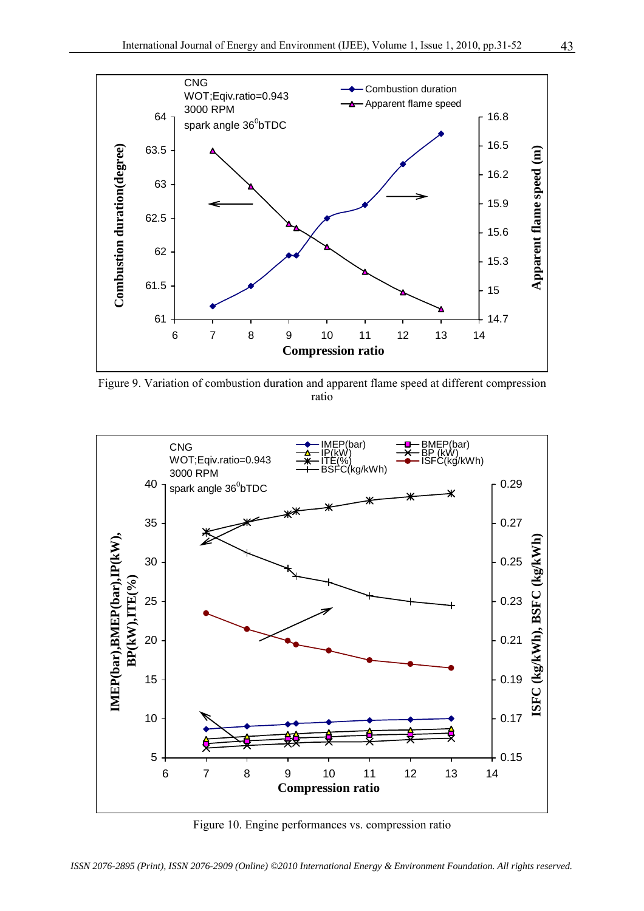Figure 9. Variation of combustion duration and apparent flame speed at different compression ratio

Figure 10. Engine performances vs. compression ratio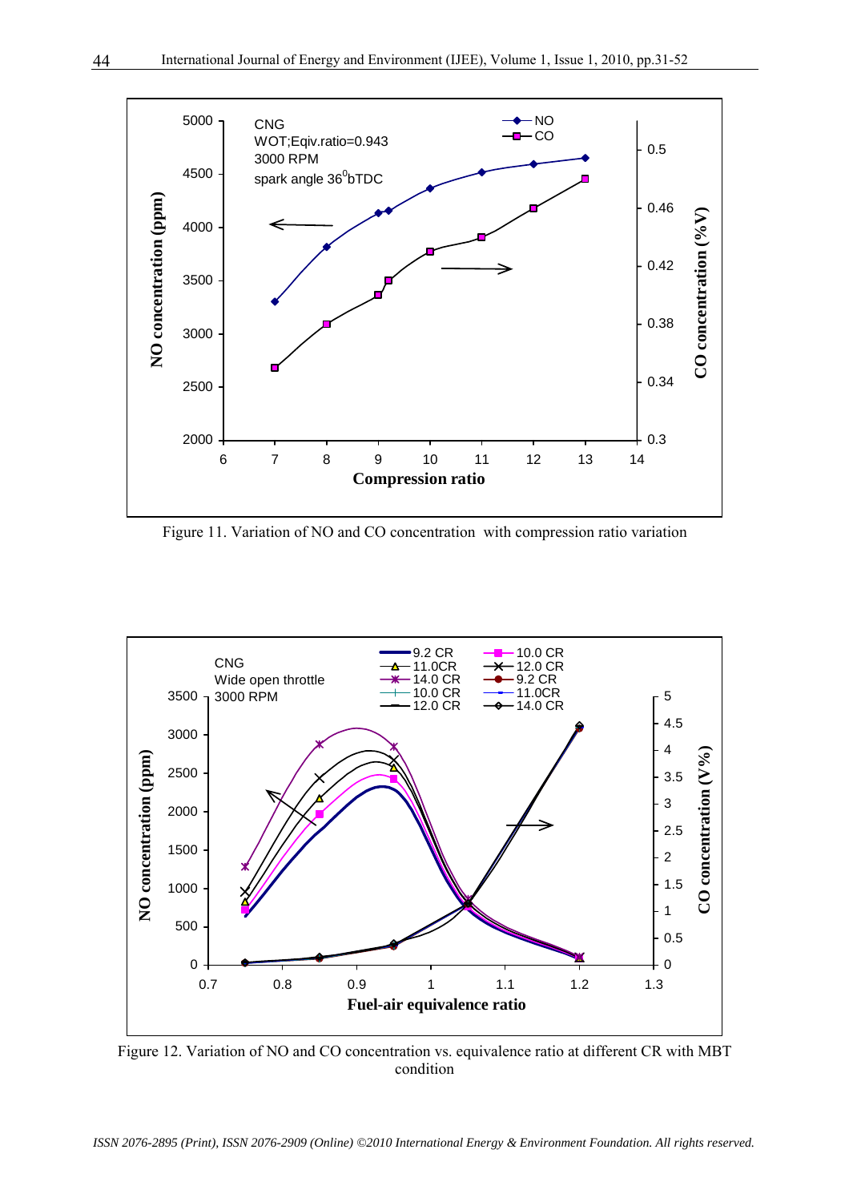Figure 11. Variation of NO and CO concentration with compression ratio variation

Figure 12. Variation of NO and CO concentration vs. equivalence ratio at different CR with MBT condition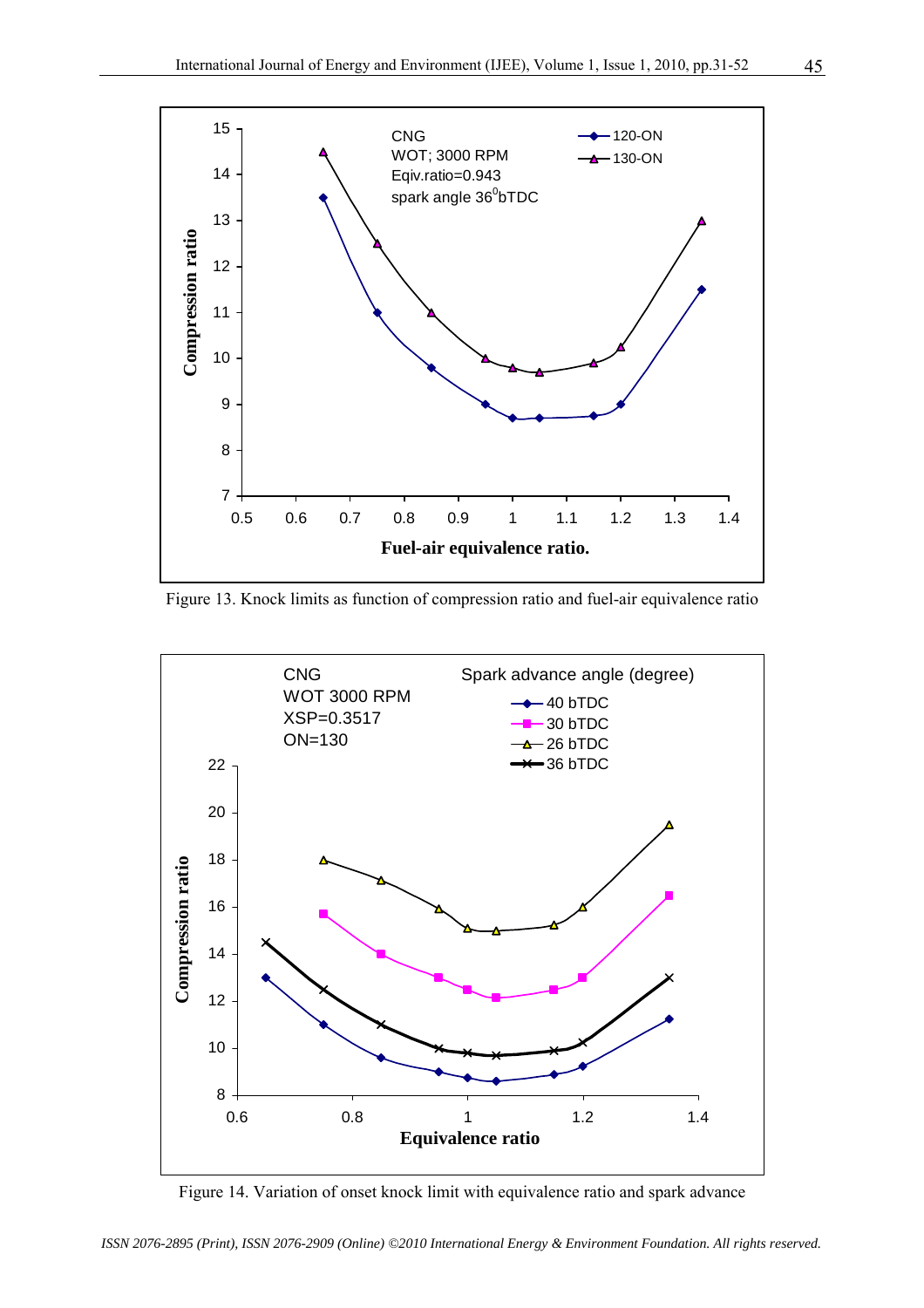Figure 13. Knock limits as function of compression ratio and fuel-air equivalence ratio

Figure 14. Variation of onset knock limit with equivalence ratio and spark advance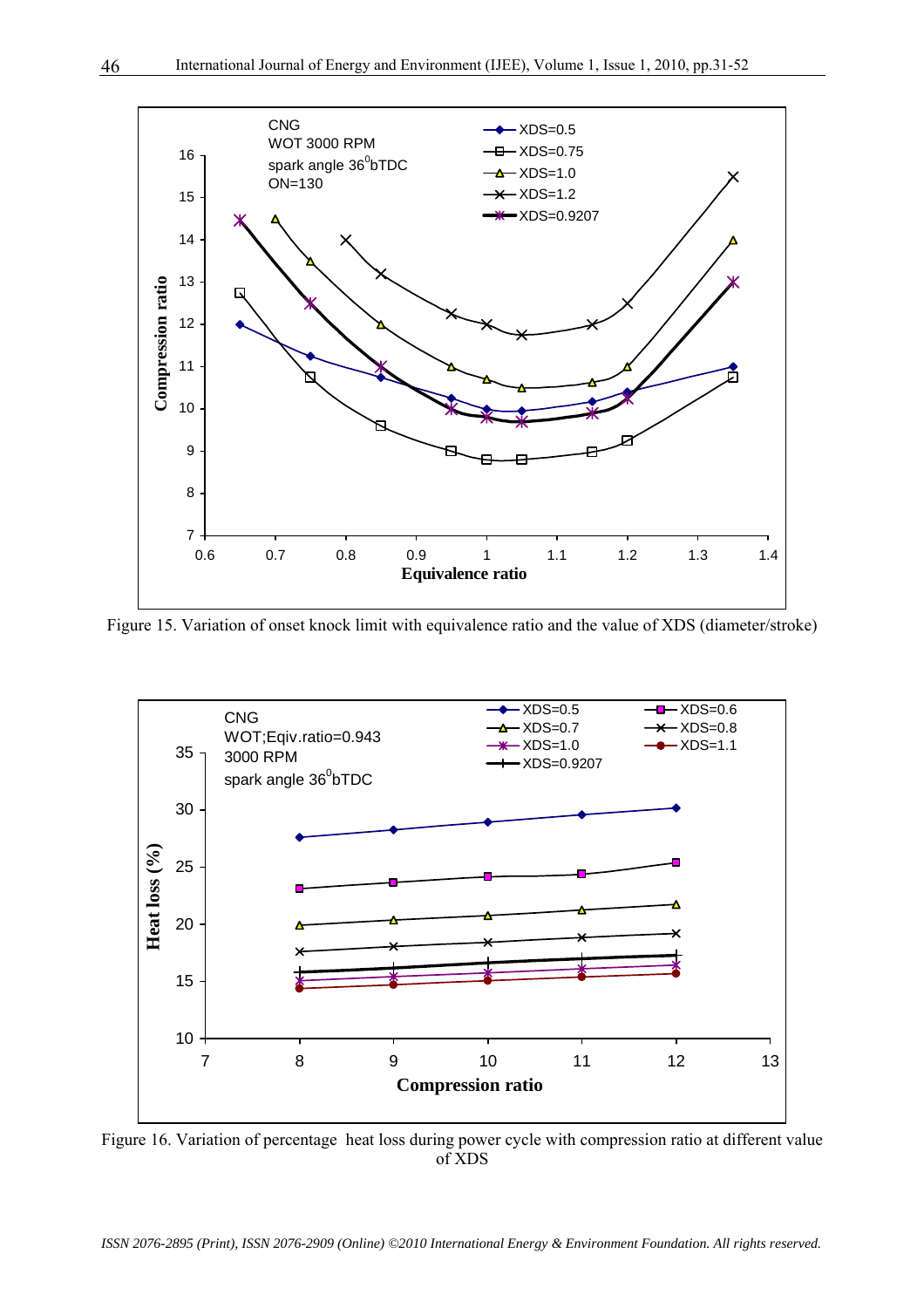Figure 15. Variation of onset knock limit with equivalence ratio and the value of XDS (diameter/stroke)

Figure 16. Variation of percentage heat loss during power cycle with compression ratio at different value of XDS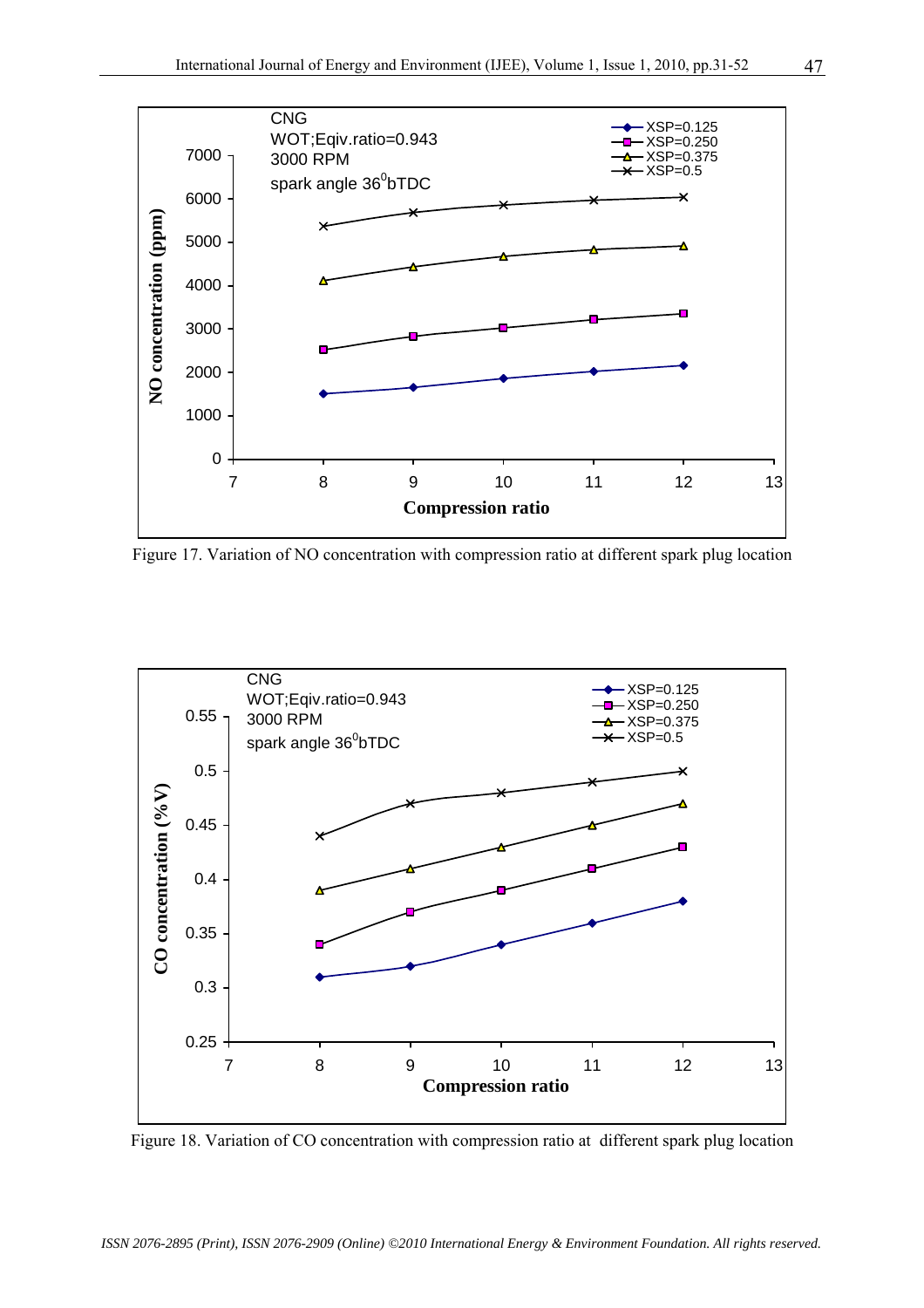Figure 17. Variation of NO concentration with compression ratio at different spark plug location

Figure 18. Variation of CO concentration with compression ratio at different spark plug location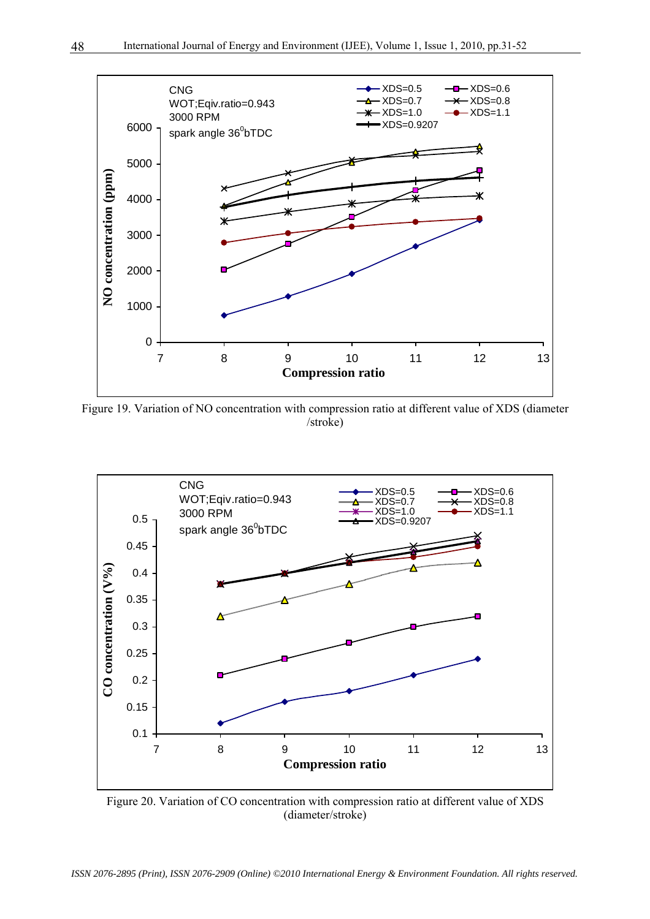Figure 19. Variation of NO concentration with compression ratio at different value of XDS (diameter /stroke)

Figure 20. Variation of CO concentration with compression ratio at different value of XDS (diameter/stroke)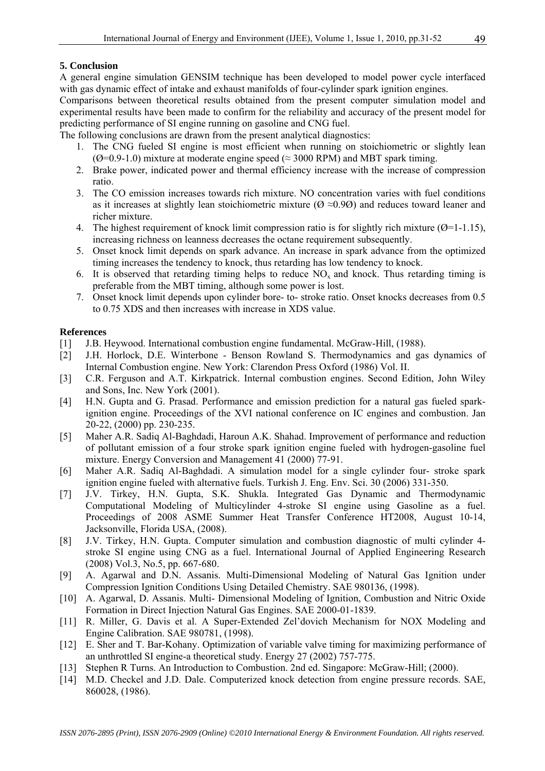## 5. Conclusion

A general engine simulation GENSIM technique has been developed to model power cycle interfaced with gas dynamic effect of intake and exhaust manifolds of four-cylinder spark ignition engines.

Comparisons between theoretical results obtained from the present computer simulation model and experimental results have been made to confirm for the reliability and accuracy of the present model for predicting performance of SI engine running on gasoline and CNG fuel.

The following conclusions are drawn from the present analytical diagnostics:

1. The CNG fueled SI engine is most efficient when running on stoichiometric or slightly lean (Ø=0.9-1.0) mixture at moderate engine speed (≈ 3000 RPM) and MBT spark timing.
2. Brake power, indicated power and thermal efficiency increase with the increase of compression ratio.
3. The CO emission increases towards rich mixture. NO concentration varies with fuel conditions as it increases at slightly lean stoichiometric mixture (Ø ≈0.9Ø) and reduces toward leaner and richer mixture.
4. The highest requirement of knock limit compression ratio is for slightly rich mixture (Ø=1-1.15), increasing richness on leanness decreases the octane requirement subsequently.
5. Onset knock limit depends on spark advance. An increase in spark advance from the optimized timing increases the tendency to knock, thus retarding has low tendency to knock.
6. It is observed that retarding timing helps to reduce $NO_x$ and knock. Thus retarding timing is preferable from the MBT timing, although some power is lost.
7. Onset knock limit depends upon cylinder bore- to- stroke ratio. Onset knocks decreases from 0.5 to 0.75 XDS and then increases with increase in XDS value.

## References

[1] J.B. Heywood. International combustion engine fundamental. McGraw-Hill, (1988).

[2] J.H. Horlock, D.E. Winterbone - Benson Rowland S. Thermodynamics and gas dynamics of Internal Combustion engine. New York: Clarendon Press Oxford (1986) Vol. II.

[3] C.R. Ferguson and A.T. Kirkpatrick. Internal combustion engines. Second Edition, John Wiley and Sons, Inc. New York (2001).

[4] H.N. Gupta and G. Prasad. Performance and emission prediction for a natural gas fueled spark-ignition engine. Proceedings of the XVI national conference on IC engines and combustion. Jan 20-22, (2000) pp. 230-235.

[5] Maher A.R. Sadiq Al-Baghdadi, Haroun A.K. Shahad. Improvement of performance and reduction of pollutant emission of a four stroke spark ignition engine fueled with hydrogen-gasoline fuel mixture. Energy Conversion and Management 41 (2000) 77-91.

[6] Maher A.R. Sadiq Al-Baghdadi. A simulation model for a single cylinder four- stroke spark ignition engine fueled with alternative fuels. Turkish J. Eng. Env. Sci. 30 (2006) 331-350.

[7] J.V. Tirkey, H.N. Gupta, S.K. Shukla. Integrated Gas Dynamic and Thermodynamic Computational Modeling of Multicylinder 4-stroke SI engine using Gasoline as a fuel. Proceedings of 2008 ASME Summer Heat Transfer Conference HT2008, August 10-14, Jacksonville, Florida USA, (2008).

[8] J.V. Tirkey, H.N. Gupta. Computer simulation and combustion diagnostic of multi cylinder 4-stroke SI engine using CNG as a fuel. International Journal of Applied Engineering Research (2008) Vol.3, No.5, pp. 667-680.

[9] A. Agarwal and D.N. Assanis. Multi-Dimensional Modeling of Natural Gas Ignition under Compression Ignition Conditions Using Detailed Chemistry. SAE 980136, (1998).

[10] A. Agarwal, D. Assanis. Multi- Dimensional Modeling of Ignition, Combustion and Nitric Oxide Formation in Direct Injection Natural Gas Engines. SAE 2000-01-1839.

[11] R. Miller, G. Davis et al. A Super-Extended Zel'dovich Mechanism for NOX Modeling and Engine Calibration. SAE 980781, (1998).

[12] E. Sher and T. Bar-Kohany. Optimization of variable valve timing for maximizing performance of an unthrottled SI engine-a theoretical study. Energy 27 (2002) 757-775.

[13] Stephen R Turns. An Introduction to Combustion. 2nd ed. Singapore: McGraw-Hill; (2000).

[14] M.D. Checkel and J.D. Dale. Computerized knock detection from engine pressure records. SAE, 860028, (1986).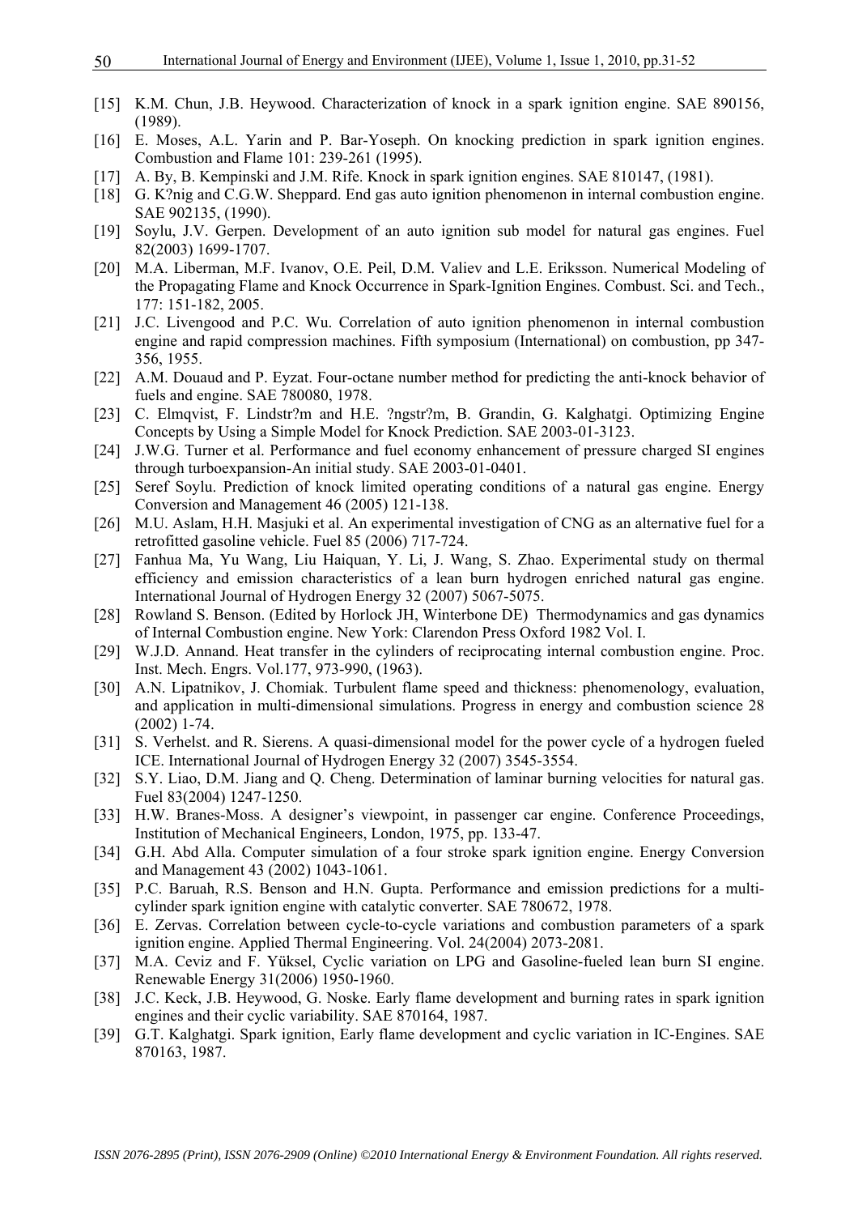[15] K.M. Chun, J.B. Heywood. Characterization of knock in a spark ignition engine. SAE 890156, (1989).

[16] E. Moses, A.L. Yarin and P. Bar-Yoseph. On knocking prediction in spark ignition engines. Combustion and Flame 101: 239-261 (1995).

[17] A. By, B. Kempinski and J.M. Rife. Knock in spark ignition engines. SAE 810147, (1981).

[18] G. K?nig and C.G.W. Sheppard. End gas auto ignition phenomenon in internal combustion engine. SAE 902135, (1990).

[19] Soylu, J.V. Gerpen. Development of an auto ignition sub model for natural gas engines. Fuel 82(2003) 1699-1707.

[20] M.A. Liberman, M.F. Ivanov, O.E. Peil, D.M. Valiev and L.E. Eriksson. Numerical Modeling of the Propagating Flame and Knock Occurrence in Spark-Ignition Engines. Combust. Sci. and Tech., 177: 151-182, 2005.

[21] J.C. Livengood and P.C. Wu. Correlation of auto ignition phenomenon in internal combustion engine and rapid compression machines. Fifth symposium (International) on combustion, pp 347-356, 1955.

[22] A.M. Douaud and P. Eyzat. Four-octane number method for predicting the anti-knock behavior of fuels and engine. SAE 780080, 1978.

[23] C. Elmqvist, F. Lindstr?m and H.E. ?ngstr?m, B. Grandin, G. Kalghatgi. Optimizing Engine Concepts by Using a Simple Model for Knock Prediction. SAE 2003-01-3123.

[24] J.W.G. Turner et al. Performance and fuel economy enhancement of pressure charged SI engines through turboexpansion-An initial study. SAE 2003-01-0401.

[25] Seref Soylu. Prediction of knock limited operating conditions of a natural gas engine. Energy Conversion and Management 46 (2005) 121-138.

[26] M.U. Aslam, H.H. Masjuki et al. An experimental investigation of CNG as an alternative fuel for a retrofitted gasoline vehicle. Fuel 85 (2006) 717-724.

[27] Fanhua Ma, Yu Wang, Liu Haiquan, Y. Li, J. Wang, S. Zhao. Experimental study on thermal efficiency and emission characteristics of a lean burn hydrogen enriched natural gas engine. International Journal of Hydrogen Energy 32 (2007) 5067-5075.

[28] Rowland S. Benson. (Edited by Horlock JH, Winterbone DE) Thermodynamics and gas dynamics of Internal Combustion engine. New York: Clarendon Press Oxford 1982 Vol. I.

[29] W.J.D. Annand. Heat transfer in the cylinders of reciprocating internal combustion engine. Proc. Inst. Mech. Engrs. Vol.177, 973-990, (1963).

[30] A.N. Lipatnikov, J. Chomiak. Turbulent flame speed and thickness: phenomenology, evaluation, and application in multi-dimensional simulations. Progress in energy and combustion science 28 (2002) 1-74.

[31] S. Verhelst. and R. Sierens. A quasi-dimensional model for the power cycle of a hydrogen fueled ICE. International Journal of Hydrogen Energy 32 (2007) 3545-3554.

[32] S.Y. Liao, D.M. Jiang and Q. Cheng. Determination of laminar burning velocities for natural gas. Fuel 83(2004) 1247-1250.

[33] H.W. Branes-Moss. A designer's viewpoint, in passenger car engine. Conference Proceedings, Institution of Mechanical Engineers, London, 1975, pp. 133-47.

[34] G.H. Abd Alla. Computer simulation of a four stroke spark ignition engine. Energy Conversion and Management 43 (2002) 1043-1061.

[35] P.C. Baruah, R.S. Benson and H.N. Gupta. Performance and emission predictions for a multi-cylinder spark ignition engine with catalytic converter. SAE 780672, 1978.

[36] E. Zervas. Correlation between cycle-to-cycle variations and combustion parameters of a spark ignition engine. Applied Thermal Engineering. Vol. 24(2004) 2073-2081.

[37] M.A. Ceviz and F. Yüksel, Cyclic variation on LPG and Gasoline-fueled lean burn SI engine. Renewable Energy 31(2006) 1950-1960.

[38] J.C. Keck, J.B. Heywood, G. Noske. Early flame development and burning rates in spark ignition engines and their cyclic variability. SAE 870164, 1987.

[39] G.T. Kalghatgi. Spark ignition, Early flame development and cyclic variation in IC-Engines. SAE 870163, 1987.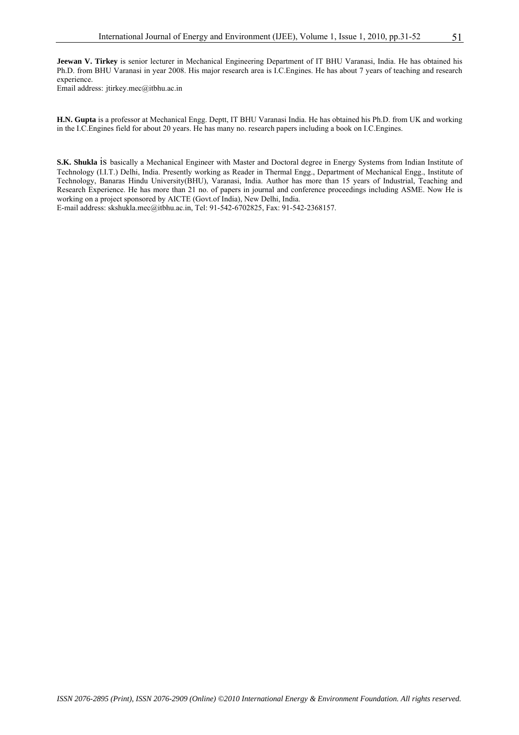**Jeewan V. Tirkey** is senior lecturer in Mechanical Engineering Department of IT BHU Varanasi, India. He has obtained his Ph.D. from BHU Varanasi in year 2008. His major research area is I.C.Engines. He has about 7 years of teaching and research experience.
Email address: jtirkey.mec@itbhu.ac.in

**H.N. Gupta** is a professor at Mechanical Engg. Deptt, IT BHU Varanasi India. He has obtained his Ph.D. from UK and working in the I.C.Engines field for about 20 years. He has many no. research papers including a book on I.C.Engines.

**S.K. Shukla** is basically a Mechanical Engineer with Master and Doctoral degree in Energy Systems from Indian Institute of Technology (I.I.T.) Delhi, India. Presently working as Reader in Thermal Engg., Department of Mechanical Engg., Institute of Technology, Banaras Hindu University(BHU), Varanasi, India. Author has more than 15 years of Industrial, Teaching and Research Experience. He has more than 21 no. of papers in journal and conference proceedings including ASME. Now He is working on a project sponsored by AICTE (Govt.of India), New Delhi, India.
E-mail address: skshukla.mec@itbhu.ac.in, Tel: 91-542-6702825, Fax: 91-542-2368157.